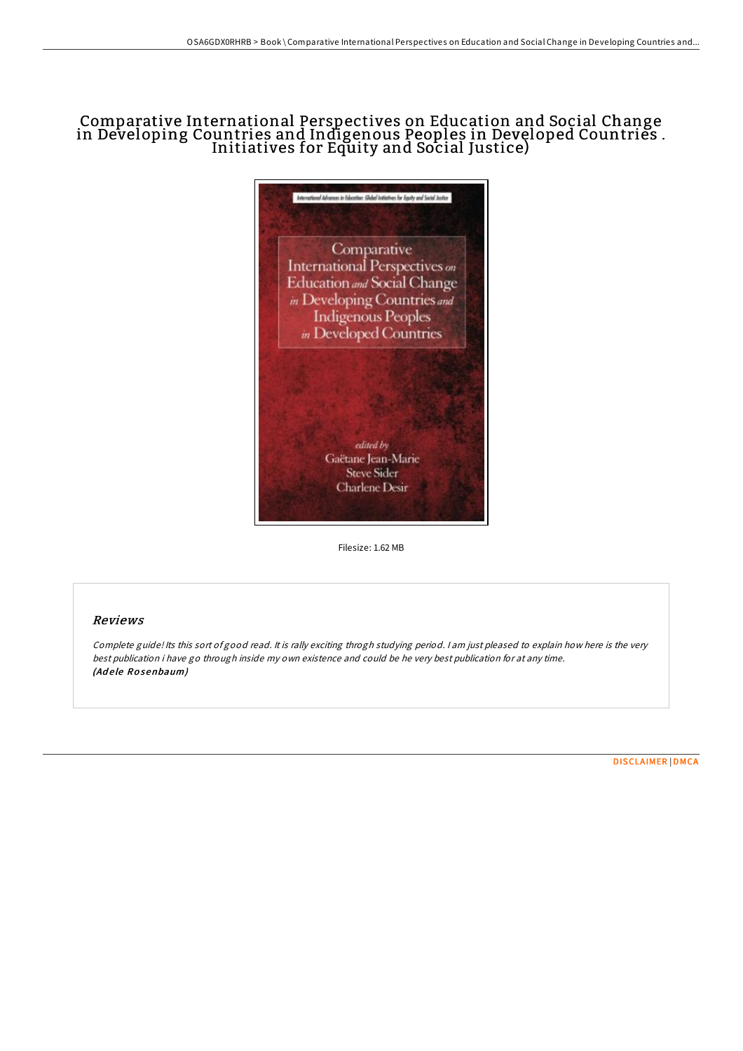# Comparative International Perspectives on Education and Social Change in Developing Countries and Indigenous Peoples in Developed Countries . Initiatives for Equity and Social Justice)

Filesize: 1.62 MB

## Reviews

*Complete guide! Its this sort of good read. It is rally exciting throgh studying period. I am just pleased to explain how here is the very best publication i have go through inside my own existence and could be he very best publication for at any time.*
***(Adele Rosenbaum)***

DISCLAIMER | DMCA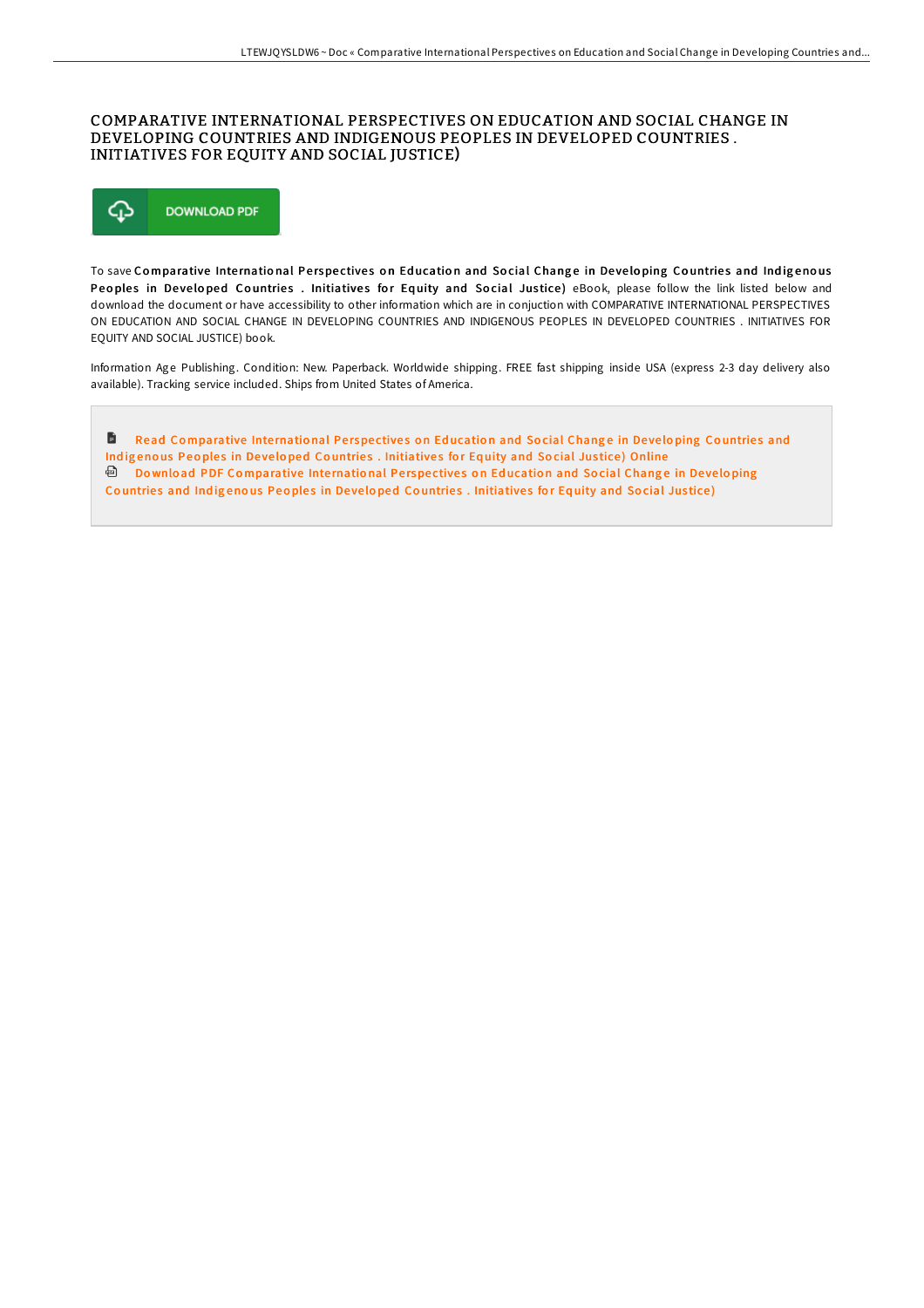# COMPARATIVE INTERNATIONAL PERSPECTIVES ON EDUCATION AND SOCIAL CHANGE IN DEVELOPING COUNTRIES AND INDIGENOUS PEOPLES IN DEVELOPED COUNTRIES . INITIATIVES FOR EQUITY AND SOCIAL JUSTICE)

DOWNLOAD PDF

To save **Comparative International Perspectives on Education and Social Change in Developing Countries and Indigenous Peoples in Developed Countries . Initiatives for Equity and Social Justice)** eBook, please follow the link listed below and download the document or have accessibility to other information which are in conjuction with COMPARATIVE INTERNATIONAL PERSPECTIVES ON EDUCATION AND SOCIAL CHANGE IN DEVELOPING COUNTRIES AND INDIGENOUS PEOPLES IN DEVELOPED COUNTRIES . INITIATIVES FOR EQUITY AND SOCIAL JUSTICE) book.

Information Age Publishing. Condition: New. Paperback. Worldwide shipping. FREE fast shipping inside USA (express 2-3 day delivery also available). Tracking service included. Ships from United States of America.

Read Comparative International Perspectives on Education and Social Change in Developing Countries and Indigenous Peoples in Developed Countries . Initiatives for Equity and Social Justice) Online

Download PDF Comparative International Perspectives on Education and Social Change in Developing Countries and Indigenous Peoples in Developed Countries . Initiatives for Equity and Social Justice)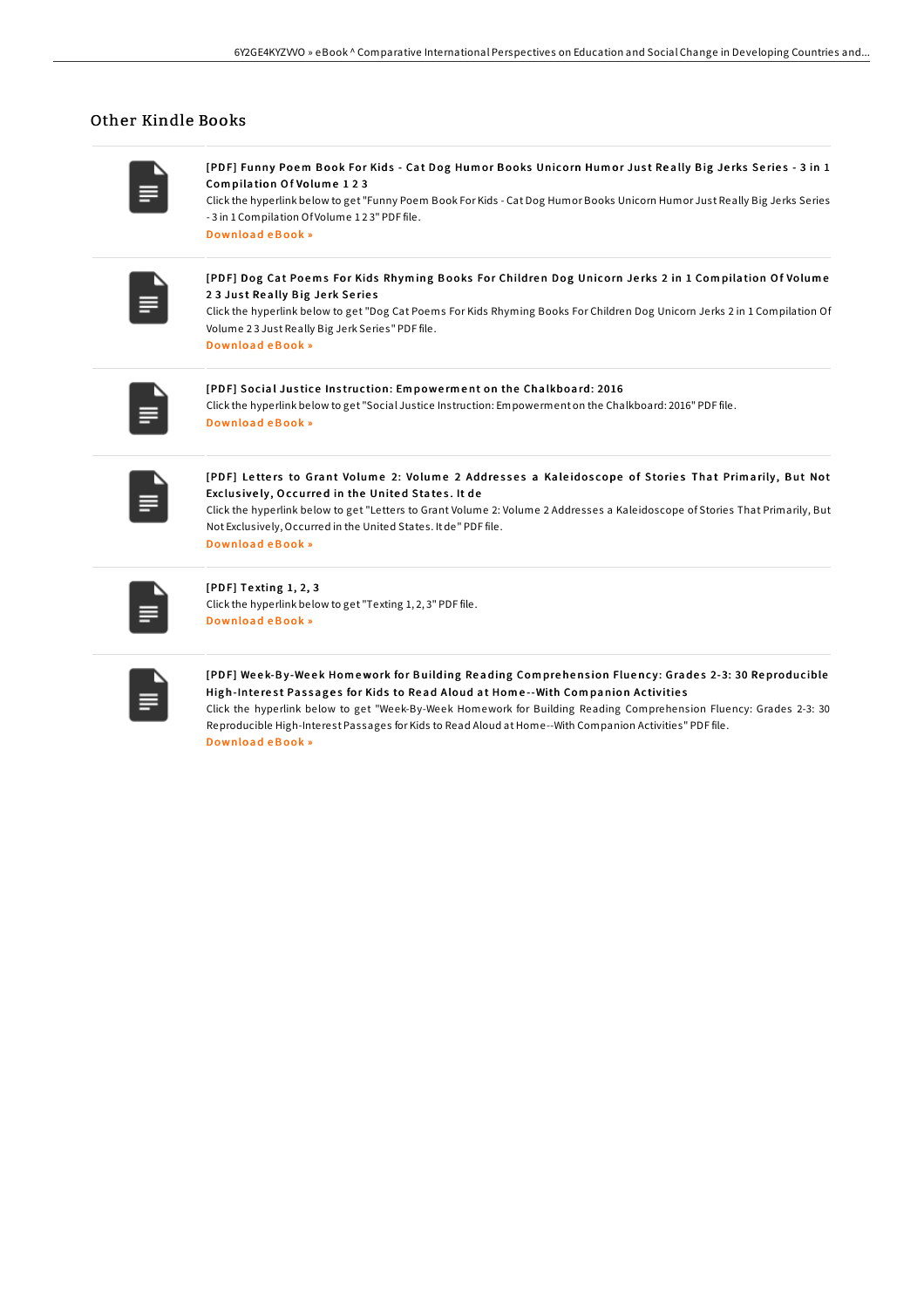## Other Kindle Books

**[PDF] Funny Poem Book For Kids - Cat Dog Humor Books Unicorn Humor Just Really Big Jerks Series - 3 in 1 Compilation Of Volume 1 2 3**

Click the hyperlink below to get "Funny Poem Book For Kids - Cat Dog Humor Books Unicorn Humor Just Really Big Jerks Series - 3 in 1 Compilation Of Volume 1 2 3" PDF file.

Download eBook »

**[PDF] Dog Cat Poems For Kids Rhyming Books For Children Dog Unicorn Jerks 2 in 1 Compilation Of Volume 2 3 Just Really Big Jerk Series**

Click the hyperlink below to get "Dog Cat Poems For Kids Rhyming Books For Children Dog Unicorn Jerks 2 in 1 Compilation Of Volume 2 3 Just Really Big Jerk Series" PDF file.

Download eBook »

**[PDF] Social Justice Instruction: Empowerment on the Chalkboard: 2016**

Click the hyperlink below to get "Social Justice Instruction: Empowerment on the Chalkboard: 2016" PDF file.

Download eBook »

**[PDF] Letters to Grant Volume 2: Volume 2 Addresses a Kaleidoscope of Stories That Primarily, But Not Exclusively, Occurred in the United States. It de**

Click the hyperlink below to get "Letters to Grant Volume 2: Volume 2 Addresses a Kaleidoscope of Stories That Primarily, But Not Exclusively, Occurred in the United States. It de" PDF file.

Download eBook »

**[PDF] Texting 1, 2, 3**

Click the hyperlink below to get "Texting 1, 2, 3" PDF file.

Download eBook »

**[PDF] Week-By-Week Homework for Building Reading Comprehension Fluency: Grades 2-3: 30 Reproducible High-Interest Passages for Kids to Read Aloud at Home--With Companion Activities**

Click the hyperlink below to get "Week-By-Week Homework for Building Reading Comprehension Fluency: Grades 2-3: 30 Reproducible High-Interest Passages for Kids to Read Aloud at Home--With Companion Activities" PDF file.

Download eBook »